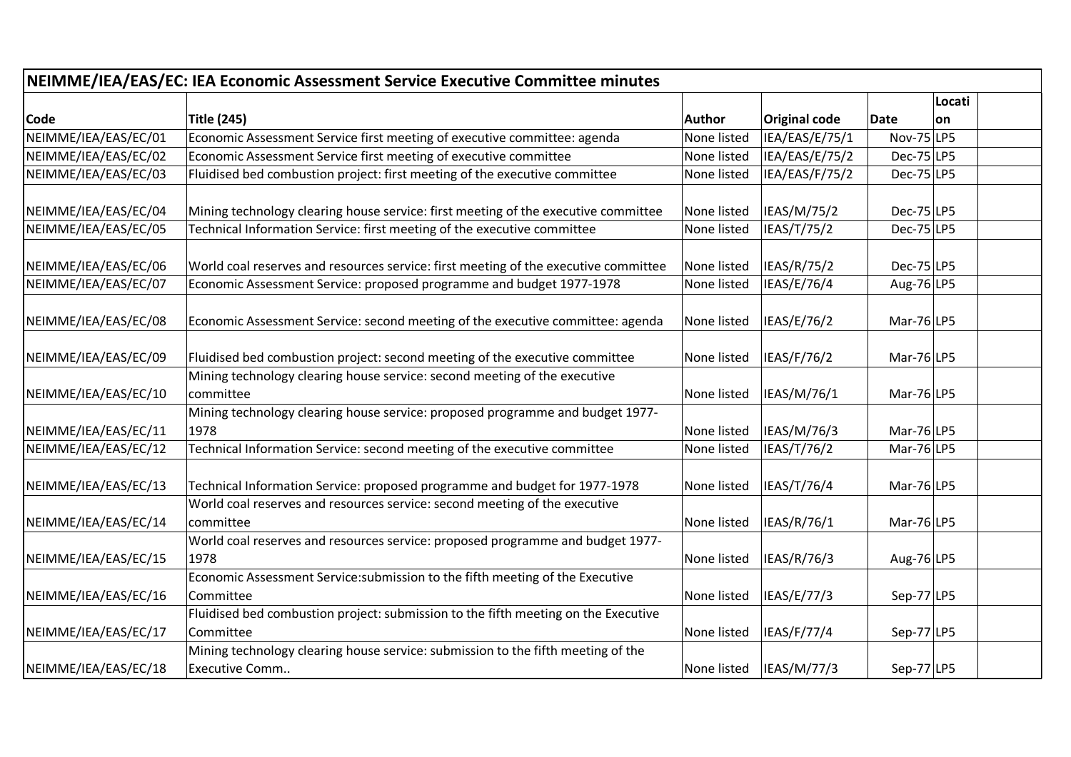**NEIMME/IEA/EAS/EC: IEA Economic Assessment Service Executive Committee minutes**

| Code | Title (245) | Author | Original code | Date | Location | |
|---|---|---|---|---|---|---|
| NEIMME/IEA/EAS/EC/01 | Economic Assessment Service first meeting of executive committee: agenda | None listed | IEA/EAS/E/75/1 | Nov-75 | LP5 | |
| NEIMME/IEA/EAS/EC/02 | Economic Assessment Service first meeting of executive committee | None listed | IEA/EAS/E/75/2 | Dec-75 | LP5 | |
| NEIMME/IEA/EAS/EC/03 | Fluidised bed combustion project: first meeting of the executive committee | None listed | IEA/EAS/F/75/2 | Dec-75 | LP5 | |
| NEIMME/IEA/EAS/EC/04 | Mining technology clearing house service: first meeting of the executive committee | None listed | IEAS/M/75/2 | Dec-75 | LP5 | |
| NEIMME/IEA/EAS/EC/05 | Technical Information Service: first meeting of the executive committee | None listed | IEAS/T/75/2 | Dec-75 | LP5 | |
| NEIMME/IEA/EAS/EC/06 | World coal reserves and resources service: first meeting of the executive committee | None listed | IEAS/R/75/2 | Dec-75 | LP5 | |
| NEIMME/IEA/EAS/EC/07 | Economic Assessment Service: proposed programme and budget 1977-1978 | None listed | IEAS/E/76/4 | Aug-76 | LP5 | |
| NEIMME/IEA/EAS/EC/08 | Economic Assessment Service: second meeting of the executive committee: agenda | None listed | IEAS/E/76/2 | Mar-76 | LP5 | |
| NEIMME/IEA/EAS/EC/09 | Fluidised bed combustion project: second meeting of the executive committee | None listed | IEAS/F/76/2 | Mar-76 | LP5 | |
| NEIMME/IEA/EAS/EC/10 | Mining technology clearing house service: second meeting of the executive committee | None listed | IEAS/M/76/1 | Mar-76 | LP5 | |
| NEIMME/IEA/EAS/EC/11 | Mining technology clearing house service: proposed programme and budget 1977-1978 | None listed | IEAS/M/76/3 | Mar-76 | LP5 | |
| NEIMME/IEA/EAS/EC/12 | Technical Information Service: second meeting of the executive committee | None listed | IEAS/T/76/2 | Mar-76 | LP5 | |
| NEIMME/IEA/EAS/EC/13 | Technical Information Service: proposed programme and budget for 1977-1978 | None listed | IEAS/T/76/4 | Mar-76 | LP5 | |
| NEIMME/IEA/EAS/EC/14 | World coal reserves and resources service: second meeting of the executive committee | None listed | IEAS/R/76/1 | Mar-76 | LP5 | |
| NEIMME/IEA/EAS/EC/15 | World coal reserves and resources service: proposed programme and budget 1977-1978 | None listed | IEAS/R/76/3 | Aug-76 | LP5 | |
| NEIMME/IEA/EAS/EC/16 | Economic Assessment Service:submission to the fifth meeting of the Executive Committee | None listed | IEAS/E/77/3 | Sep-77 | LP5 | |
| NEIMME/IEA/EAS/EC/17 | Fluidised bed combustion project: submission to the fifth meeting on the Executive Committee | None listed | IEAS/F/77/4 | Sep-77 | LP5 | |
| NEIMME/IEA/EAS/EC/18 | Mining technology clearing house service: submission to the fifth meeting of the Executive Comm.. | None listed | IEAS/M/77/3 | Sep-77 | LP5 | |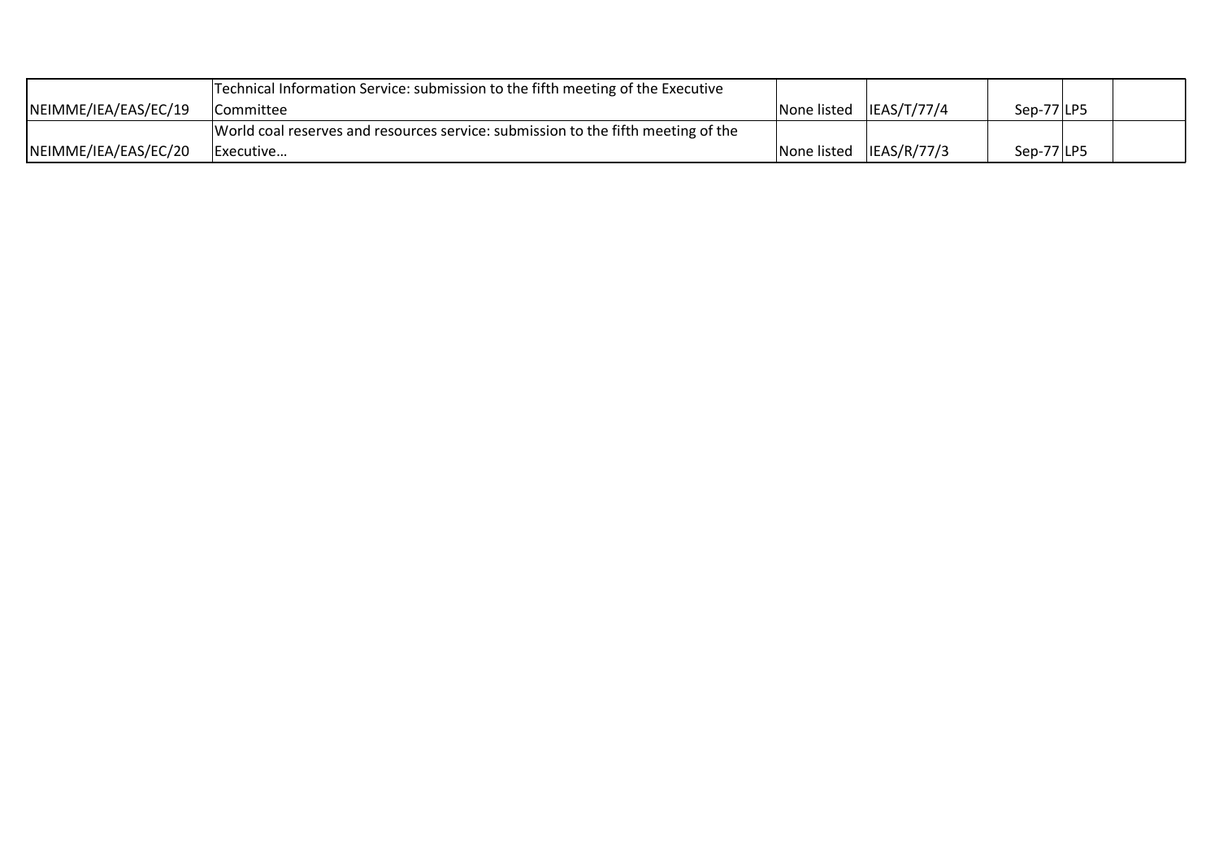| | | | | | | |
|---|---|---|---|---|---|---|
| NEIMME/IEA/EAS/EC/19 | Technical Information Service: submission to the fifth meeting of the Executive Committee | None listed | IEAS/T/77/4 | Sep-77 | LP5 | |
| NEIMME/IEA/EAS/EC/20 | World coal reserves and resources service: submission to the fifth meeting of the Executive… | None listed | IEAS/R/77/3 | Sep-77 | LP5 | |